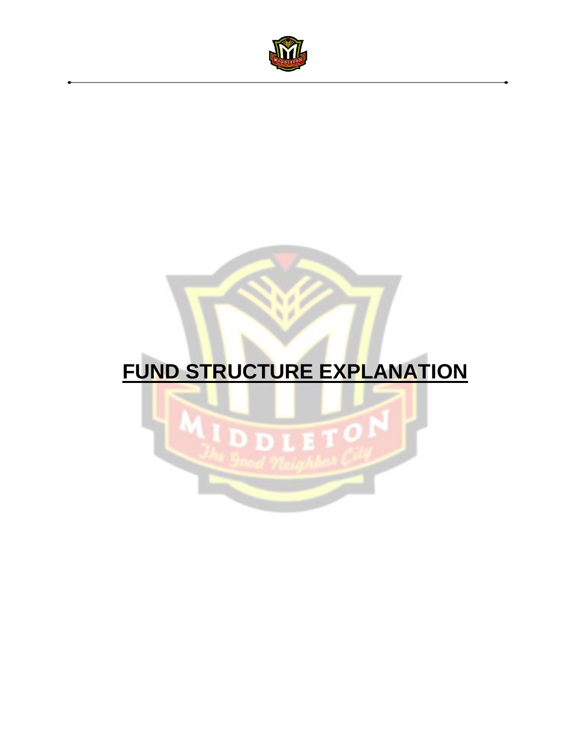# FUND STRUCTURE EXPLANATION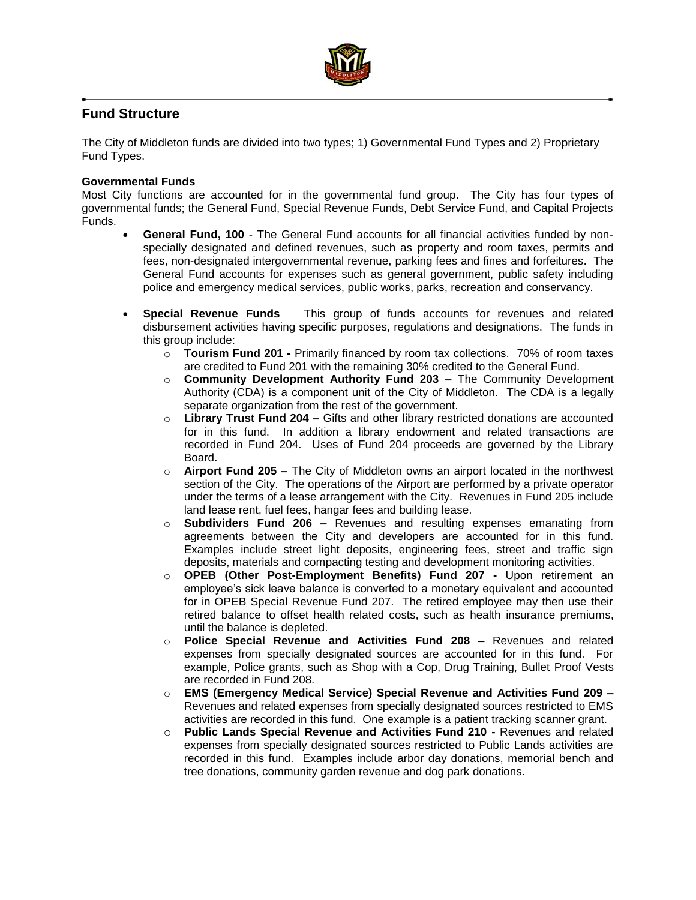## Fund Structure

The City of Middleton funds are divided into two types; 1) Governmental Fund Types and 2) Proprietary Fund Types.

**Governmental Funds**

Most City functions are accounted for in the governmental fund group. The City has four types of governmental funds; the General Fund, Special Revenue Funds, Debt Service Fund, and Capital Projects Funds.

- **General Fund, 100** - The General Fund accounts for all financial activities funded by non-specially designated and defined revenues, such as property and room taxes, permits and fees, non-designated intergovernmental revenue, parking fees and fines and forfeitures. The General Fund accounts for expenses such as general government, public safety including police and emergency medical services, public works, parks, recreation and conservancy.

- **Special Revenue Funds** This group of funds accounts for revenues and related disbursement activities having specific purposes, regulations and designations. The funds in this group include:
  - **Tourism Fund 201 -** Primarily financed by room tax collections. 70% of room taxes are credited to Fund 201 with the remaining 30% credited to the General Fund.
  - **Community Development Authority Fund 203 –** The Community Development Authority (CDA) is a component unit of the City of Middleton. The CDA is a legally separate organization from the rest of the government.
  - **Library Trust Fund 204 –** Gifts and other library restricted donations are accounted for in this fund. In addition a library endowment and related transactions are recorded in Fund 204. Uses of Fund 204 proceeds are governed by the Library Board.
  - **Airport Fund 205 –** The City of Middleton owns an airport located in the northwest section of the City. The operations of the Airport are performed by a private operator under the terms of a lease arrangement with the City. Revenues in Fund 205 include land lease rent, fuel fees, hangar fees and building lease.
  - **Subdividers Fund 206 –** Revenues and resulting expenses emanating from agreements between the City and developers are accounted for in this fund. Examples include street light deposits, engineering fees, street and traffic sign deposits, materials and compacting testing and development monitoring activities.
  - **OPEB (Other Post-Employment Benefits) Fund 207 -** Upon retirement an employee's sick leave balance is converted to a monetary equivalent and accounted for in OPEB Special Revenue Fund 207. The retired employee may then use their retired balance to offset health related costs, such as health insurance premiums, until the balance is depleted.
  - **Police Special Revenue and Activities Fund 208 –** Revenues and related expenses from specially designated sources are accounted for in this fund. For example, Police grants, such as Shop with a Cop, Drug Training, Bullet Proof Vests are recorded in Fund 208.
  - **EMS (Emergency Medical Service) Special Revenue and Activities Fund 209 –** Revenues and related expenses from specially designated sources restricted to EMS activities are recorded in this fund. One example is a patient tracking scanner grant.
  - **Public Lands Special Revenue and Activities Fund 210 -** Revenues and related expenses from specially designated sources restricted to Public Lands activities are recorded in this fund. Examples include arbor day donations, memorial bench and tree donations, community garden revenue and dog park donations.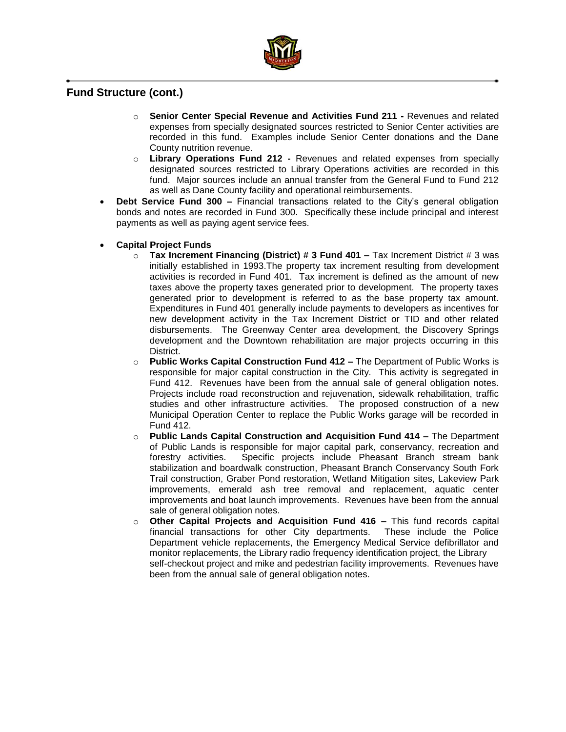## Fund Structure (cont.)

- **Senior Center Special Revenue and Activities Fund 211 -** Revenues and related expenses from specially designated sources restricted to Senior Center activities are recorded in this fund. Examples include Senior Center donations and the Dane County nutrition revenue.
- **Library Operations Fund 212 -** Revenues and related expenses from specially designated sources restricted to Library Operations activities are recorded in this fund. Major sources include an annual transfer from the General Fund to Fund 212 as well as Dane County facility and operational reimbursements.

- **Debt Service Fund 300 –** Financial transactions related to the City's general obligation bonds and notes are recorded in Fund 300. Specifically these include principal and interest payments as well as paying agent service fees.

- **Capital Project Funds**
  - **Tax Increment Financing (District) # 3 Fund 401 –** Tax Increment District # 3 was initially established in 1993.The property tax increment resulting from development activities is recorded in Fund 401. Tax increment is defined as the amount of new taxes above the property taxes generated prior to development. The property taxes generated prior to development is referred to as the base property tax amount. Expenditures in Fund 401 generally include payments to developers as incentives for new development activity in the Tax Increment District or TID and other related disbursements. The Greenway Center area development, the Discovery Springs development and the Downtown rehabilitation are major projects occurring in this District.
  - **Public Works Capital Construction Fund 412 –** The Department of Public Works is responsible for major capital construction in the City. This activity is segregated in Fund 412. Revenues have been from the annual sale of general obligation notes. Projects include road reconstruction and rejuvenation, sidewalk rehabilitation, traffic studies and other infrastructure activities. The proposed construction of a new Municipal Operation Center to replace the Public Works garage will be recorded in Fund 412.
  - **Public Lands Capital Construction and Acquisition Fund 414 –** The Department of Public Lands is responsible for major capital park, conservancy, recreation and forestry activities. Specific projects include Pheasant Branch stream bank stabilization and boardwalk construction, Pheasant Branch Conservancy South Fork Trail construction, Graber Pond restoration, Wetland Mitigation sites, Lakeview Park improvements, emerald ash tree removal and replacement, aquatic center improvements and boat launch improvements. Revenues have been from the annual sale of general obligation notes.
  - **Other Capital Projects and Acquisition Fund 416 –** This fund records capital financial transactions for other City departments. These include the Police Department vehicle replacements, the Emergency Medical Service defibrillator and monitor replacements, the Library radio frequency identification project, the Library self-checkout project and mike and pedestrian facility improvements. Revenues have been from the annual sale of general obligation notes.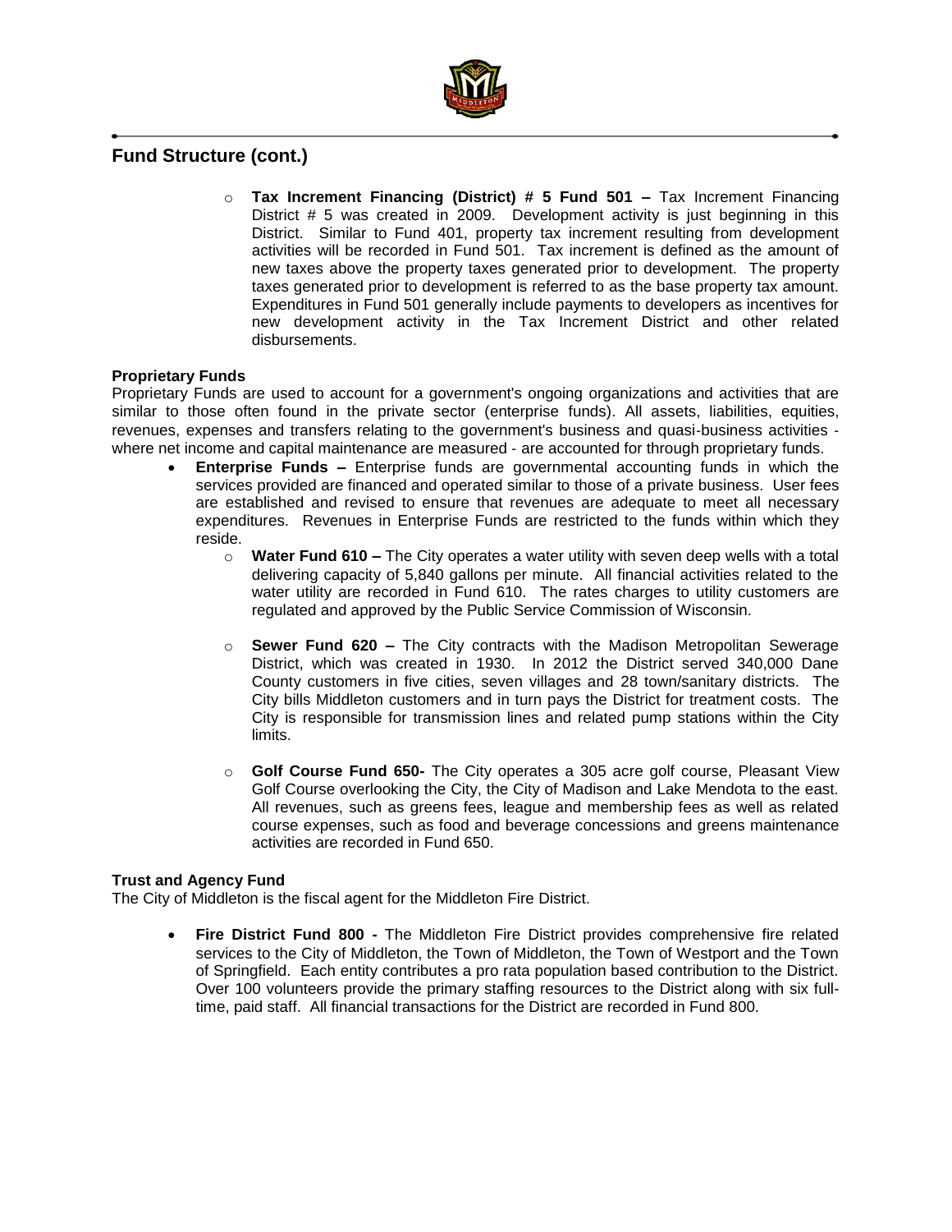## Fund Structure (cont.)

- **Tax Increment Financing (District) # 5 Fund 501 –** Tax Increment Financing District # 5 was created in 2009. Development activity is just beginning in this District. Similar to Fund 401, property tax increment resulting from development activities will be recorded in Fund 501. Tax increment is defined as the amount of new taxes above the property taxes generated prior to development. The property taxes generated prior to development is referred to as the base property tax amount. Expenditures in Fund 501 generally include payments to developers as incentives for new development activity in the Tax Increment District and other related disbursements.

**Proprietary Funds**

Proprietary Funds are used to account for a government's ongoing organizations and activities that are similar to those often found in the private sector (enterprise funds). All assets, liabilities, equities, revenues, expenses and transfers relating to the government's business and quasi-business activities - where net income and capital maintenance are measured - are accounted for through proprietary funds.

- **Enterprise Funds –** Enterprise funds are governmental accounting funds in which the services provided are financed and operated similar to those of a private business. User fees are established and revised to ensure that revenues are adequate to meet all necessary expenditures. Revenues in Enterprise Funds are restricted to the funds within which they reside.
  - **Water Fund 610 –** The City operates a water utility with seven deep wells with a total delivering capacity of 5,840 gallons per minute. All financial activities related to the water utility are recorded in Fund 610. The rates charges to utility customers are regulated and approved by the Public Service Commission of Wisconsin.
  - **Sewer Fund 620 –** The City contracts with the Madison Metropolitan Sewerage District, which was created in 1930. In 2012 the District served 340,000 Dane County customers in five cities, seven villages and 28 town/sanitary districts. The City bills Middleton customers and in turn pays the District for treatment costs. The City is responsible for transmission lines and related pump stations within the City limits.
  - **Golf Course Fund 650-** The City operates a 305 acre golf course, Pleasant View Golf Course overlooking the City, the City of Madison and Lake Mendota to the east. All revenues, such as greens fees, league and membership fees as well as related course expenses, such as food and beverage concessions and greens maintenance activities are recorded in Fund 650.

**Trust and Agency Fund**

The City of Middleton is the fiscal agent for the Middleton Fire District.

- **Fire District Fund 800 -** The Middleton Fire District provides comprehensive fire related services to the City of Middleton, the Town of Middleton, the Town of Westport and the Town of Springfield. Each entity contributes a pro rata population based contribution to the District. Over 100 volunteers provide the primary staffing resources to the District along with six full-time, paid staff. All financial transactions for the District are recorded in Fund 800.